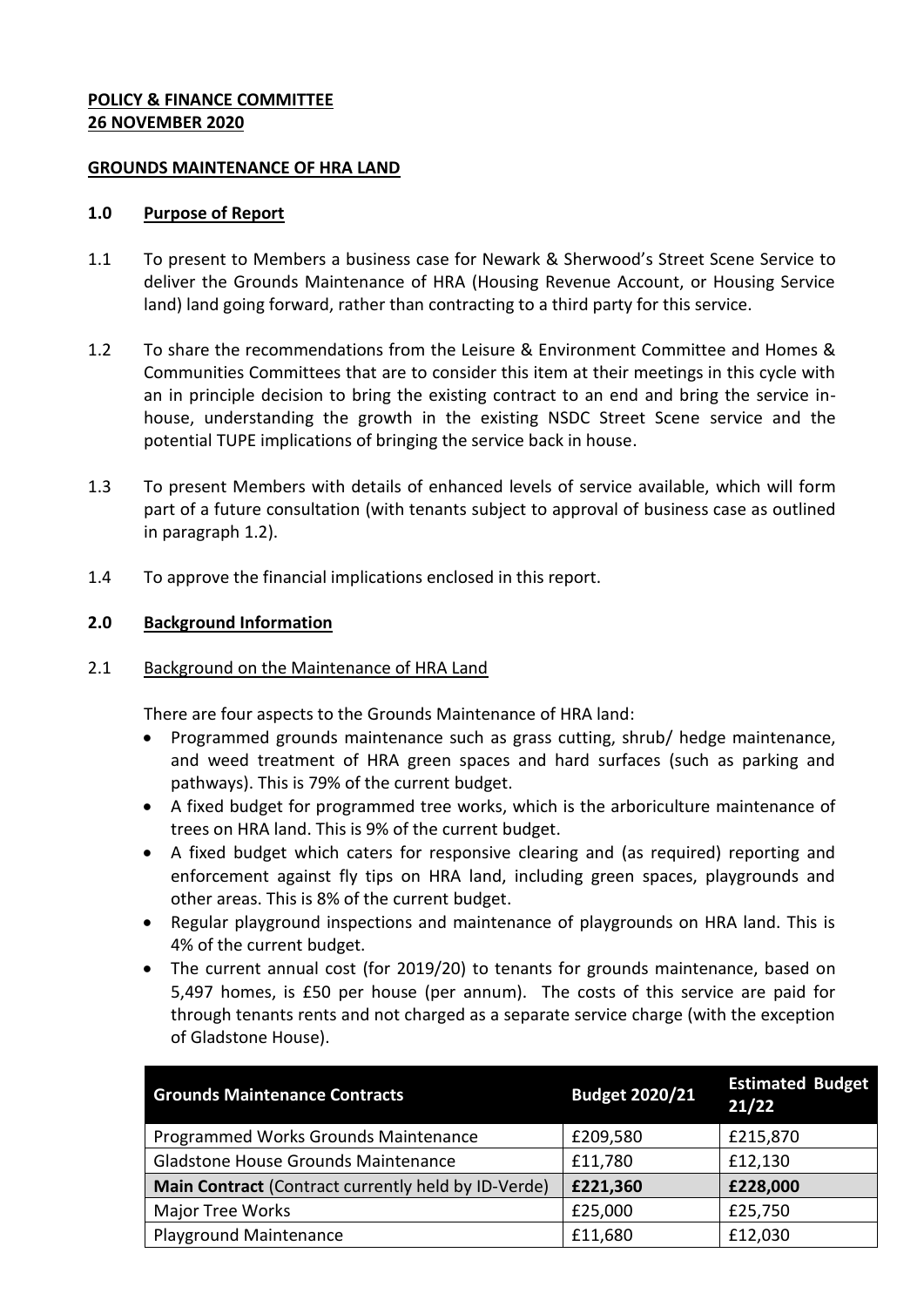**POLICY & FINANCE COMMITTEE**
**26 NOVEMBER 2020**

**GROUNDS MAINTENANCE OF HRA LAND**

## 1.0 Purpose of Report

1.1 To present to Members a business case for Newark & Sherwood's Street Scene Service to deliver the Grounds Maintenance of HRA (Housing Revenue Account, or Housing Service land) land going forward, rather than contracting to a third party for this service.

1.2 To share the recommendations from the Leisure & Environment Committee and Homes & Communities Committees that are to consider this item at their meetings in this cycle with an in principle decision to bring the existing contract to an end and bring the service in-house, understanding the growth in the existing NSDC Street Scene service and the potential TUPE implications of bringing the service back in house.

1.3 To present Members with details of enhanced levels of service available, which will form part of a future consultation (with tenants subject to approval of business case as outlined in paragraph 1.2).

1.4 To approve the financial implications enclosed in this report.

## 2.0 Background Information

2.1 Background on the Maintenance of HRA Land

There are four aspects to the Grounds Maintenance of HRA land:

- Programmed grounds maintenance such as grass cutting, shrub/ hedge maintenance, and weed treatment of HRA green spaces and hard surfaces (such as parking and pathways). This is 79% of the current budget.
- A fixed budget for programmed tree works, which is the arboriculture maintenance of trees on HRA land. This is 9% of the current budget.
- A fixed budget which caters for responsive clearing and (as required) reporting and enforcement against fly tips on HRA land, including green spaces, playgrounds and other areas. This is 8% of the current budget.
- Regular playground inspections and maintenance of playgrounds on HRA land. This is 4% of the current budget.
- The current annual cost (for 2019/20) to tenants for grounds maintenance, based on 5,497 homes, is £50 per house (per annum). The costs of this service are paid for through tenants rents and not charged as a separate service charge (with the exception of Gladstone House).

| Grounds Maintenance Contracts | Budget 2020/21 | Estimated Budget 21/22 |
|---|---|---|
| Programmed Works Grounds Maintenance | £209,580 | £215,870 |
| Gladstone House Grounds Maintenance | £11,780 | £12,130 |
| **Main Contract** (Contract currently held by ID-Verde) | **£221,360** | **£228,000** |
| Major Tree Works | £25,000 | £25,750 |
| Playground Maintenance | £11,680 | £12,030 |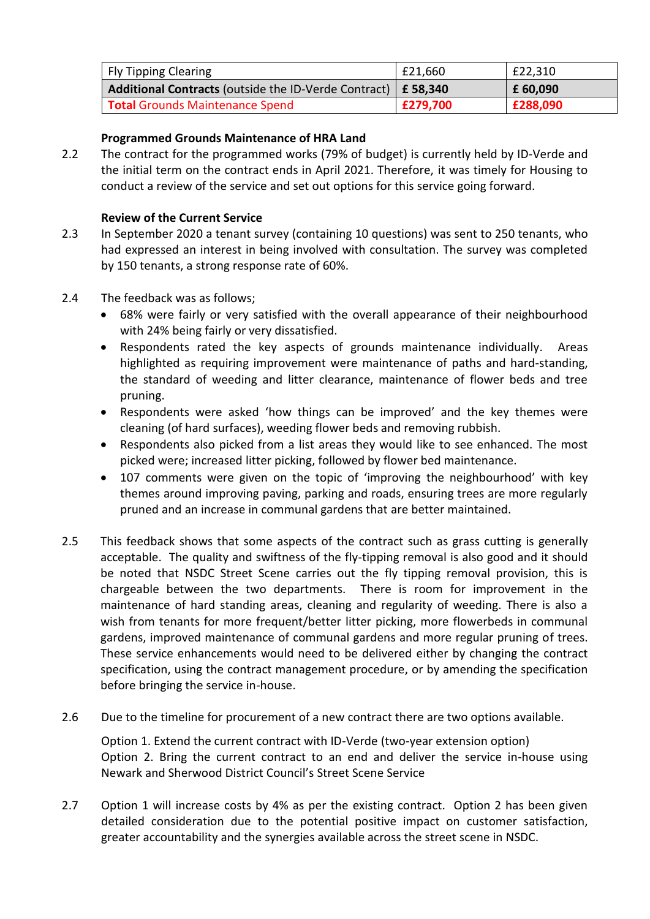| Fly Tipping Clearing | £21,660 | £22,310 |
|---|---|---|
| **Additional Contracts** (outside the ID-Verde Contract) | **£ 58,340** | **£ 60,090** |
| **Total** Grounds Maintenance Spend | **£279,700** | **£288,090** |

**Programmed Grounds Maintenance of HRA Land**

2.2 The contract for the programmed works (79% of budget) is currently held by ID-Verde and the initial term on the contract ends in April 2021. Therefore, it was timely for Housing to conduct a review of the service and set out options for this service going forward.

**Review of the Current Service**

2.3 In September 2020 a tenant survey (containing 10 questions) was sent to 250 tenants, who had expressed an interest in being involved with consultation. The survey was completed by 150 tenants, a strong response rate of 60%.

2.4 The feedback was as follows;

- 68% were fairly or very satisfied with the overall appearance of their neighbourhood with 24% being fairly or very dissatisfied.
- Respondents rated the key aspects of grounds maintenance individually. Areas highlighted as requiring improvement were maintenance of paths and hard-standing, the standard of weeding and litter clearance, maintenance of flower beds and tree pruning.
- Respondents were asked 'how things can be improved' and the key themes were cleaning (of hard surfaces), weeding flower beds and removing rubbish.
- Respondents also picked from a list areas they would like to see enhanced. The most picked were; increased litter picking, followed by flower bed maintenance.
- 107 comments were given on the topic of 'improving the neighbourhood' with key themes around improving paving, parking and roads, ensuring trees are more regularly pruned and an increase in communal gardens that are better maintained.

2.5 This feedback shows that some aspects of the contract such as grass cutting is generally acceptable. The quality and swiftness of the fly-tipping removal is also good and it should be noted that NSDC Street Scene carries out the fly tipping removal provision, this is chargeable between the two departments. There is room for improvement in the maintenance of hard standing areas, cleaning and regularity of weeding. There is also a wish from tenants for more frequent/better litter picking, more flowerbeds in communal gardens, improved maintenance of communal gardens and more regular pruning of trees. These service enhancements would need to be delivered either by changing the contract specification, using the contract management procedure, or by amending the specification before bringing the service in-house.

2.6 Due to the timeline for procurement of a new contract there are two options available.

Option 1. Extend the current contract with ID-Verde (two-year extension option)
Option 2. Bring the current contract to an end and deliver the service in-house using Newark and Sherwood District Council's Street Scene Service

2.7 Option 1 will increase costs by 4% as per the existing contract. Option 2 has been given detailed consideration due to the potential positive impact on customer satisfaction, greater accountability and the synergies available across the street scene in NSDC.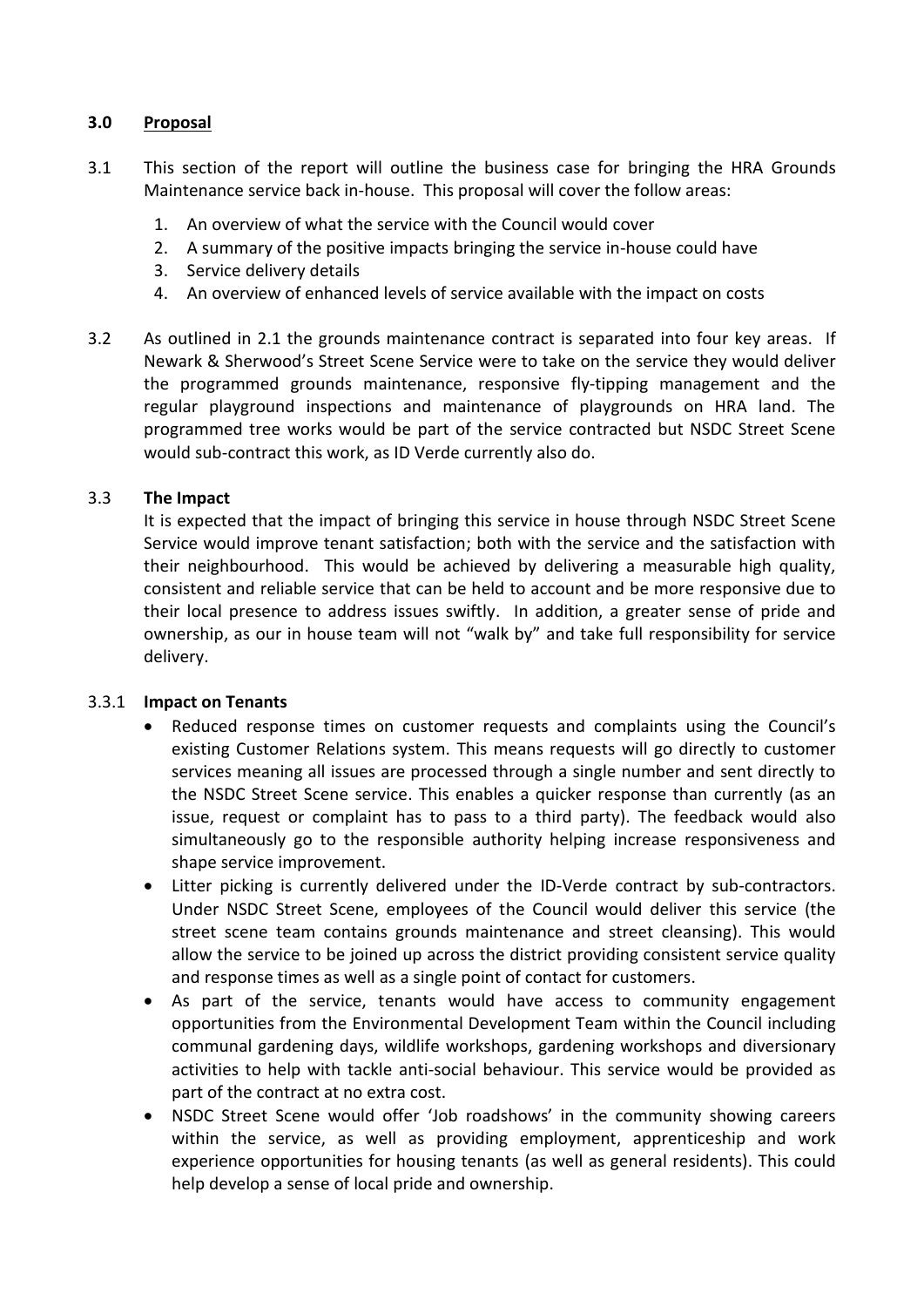## 3.0 Proposal

3.1 This section of the report will outline the business case for bringing the HRA Grounds Maintenance service back in-house. This proposal will cover the follow areas:

1. An overview of what the service with the Council would cover
2. A summary of the positive impacts bringing the service in-house could have
3. Service delivery details
4. An overview of enhanced levels of service available with the impact on costs

3.2 As outlined in 2.1 the grounds maintenance contract is separated into four key areas. If Newark & Sherwood's Street Scene Service were to take on the service they would deliver the programmed grounds maintenance, responsive fly-tipping management and the regular playground inspections and maintenance of playgrounds on HRA land. The programmed tree works would be part of the service contracted but NSDC Street Scene would sub-contract this work, as ID Verde currently also do.

### 3.3 The Impact

It is expected that the impact of bringing this service in house through NSDC Street Scene Service would improve tenant satisfaction; both with the service and the satisfaction with their neighbourhood. This would be achieved by delivering a measurable high quality, consistent and reliable service that can be held to account and be more responsive due to their local presence to address issues swiftly. In addition, a greater sense of pride and ownership, as our in house team will not "walk by" and take full responsibility for service delivery.

### 3.3.1 Impact on Tenants

- Reduced response times on customer requests and complaints using the Council's existing Customer Relations system. This means requests will go directly to customer services meaning all issues are processed through a single number and sent directly to the NSDC Street Scene service. This enables a quicker response than currently (as an issue, request or complaint has to pass to a third party). The feedback would also simultaneously go to the responsible authority helping increase responsiveness and shape service improvement.
- Litter picking is currently delivered under the ID-Verde contract by sub-contractors. Under NSDC Street Scene, employees of the Council would deliver this service (the street scene team contains grounds maintenance and street cleansing). This would allow the service to be joined up across the district providing consistent service quality and response times as well as a single point of contact for customers.
- As part of the service, tenants would have access to community engagement opportunities from the Environmental Development Team within the Council including communal gardening days, wildlife workshops, gardening workshops and diversionary activities to help with tackle anti-social behaviour. This service would be provided as part of the contract at no extra cost.
- NSDC Street Scene would offer 'Job roadshows' in the community showing careers within the service, as well as providing employment, apprenticeship and work experience opportunities for housing tenants (as well as general residents). This could help develop a sense of local pride and ownership.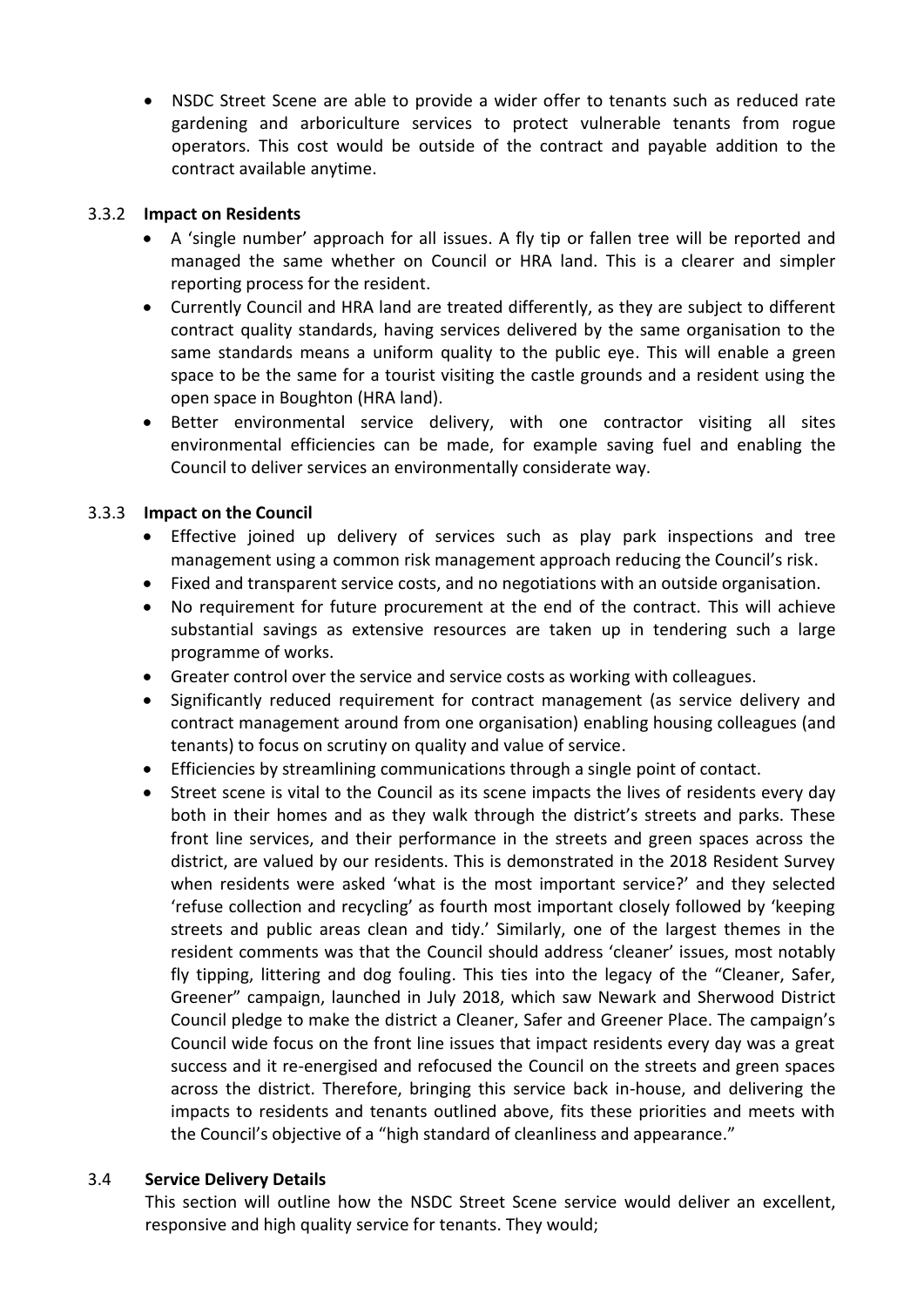- NSDC Street Scene are able to provide a wider offer to tenants such as reduced rate gardening and arboriculture services to protect vulnerable tenants from rogue operators. This cost would be outside of the contract and payable addition to the contract available anytime.

3.3.2 **Impact on Residents**

- A 'single number' approach for all issues. A fly tip or fallen tree will be reported and managed the same whether on Council or HRA land. This is a clearer and simpler reporting process for the resident.
- Currently Council and HRA land are treated differently, as they are subject to different contract quality standards, having services delivered by the same organisation to the same standards means a uniform quality to the public eye. This will enable a green space to be the same for a tourist visiting the castle grounds and a resident using the open space in Boughton (HRA land).
- Better environmental service delivery, with one contractor visiting all sites environmental efficiencies can be made, for example saving fuel and enabling the Council to deliver services an environmentally considerate way.

3.3.3 **Impact on the Council**

- Effective joined up delivery of services such as play park inspections and tree management using a common risk management approach reducing the Council's risk.
- Fixed and transparent service costs, and no negotiations with an outside organisation.
- No requirement for future procurement at the end of the contract. This will achieve substantial savings as extensive resources are taken up in tendering such a large programme of works.
- Greater control over the service and service costs as working with colleagues.
- Significantly reduced requirement for contract management (as service delivery and contract management around from one organisation) enabling housing colleagues (and tenants) to focus on scrutiny on quality and value of service.
- Efficiencies by streamlining communications through a single point of contact.
- Street scene is vital to the Council as its scene impacts the lives of residents every day both in their homes and as they walk through the district's streets and parks. These front line services, and their performance in the streets and green spaces across the district, are valued by our residents. This is demonstrated in the 2018 Resident Survey when residents were asked 'what is the most important service?' and they selected 'refuse collection and recycling' as fourth most important closely followed by 'keeping streets and public areas clean and tidy.' Similarly, one of the largest themes in the resident comments was that the Council should address 'cleaner' issues, most notably fly tipping, littering and dog fouling. This ties into the legacy of the "Cleaner, Safer, Greener" campaign, launched in July 2018, which saw Newark and Sherwood District Council pledge to make the district a Cleaner, Safer and Greener Place. The campaign's Council wide focus on the front line issues that impact residents every day was a great success and it re-energised and refocused the Council on the streets and green spaces across the district. Therefore, bringing this service back in-house, and delivering the impacts to residents and tenants outlined above, fits these priorities and meets with the Council's objective of a "high standard of cleanliness and appearance."

3.4 **Service Delivery Details**

This section will outline how the NSDC Street Scene service would deliver an excellent, responsive and high quality service for tenants. They would;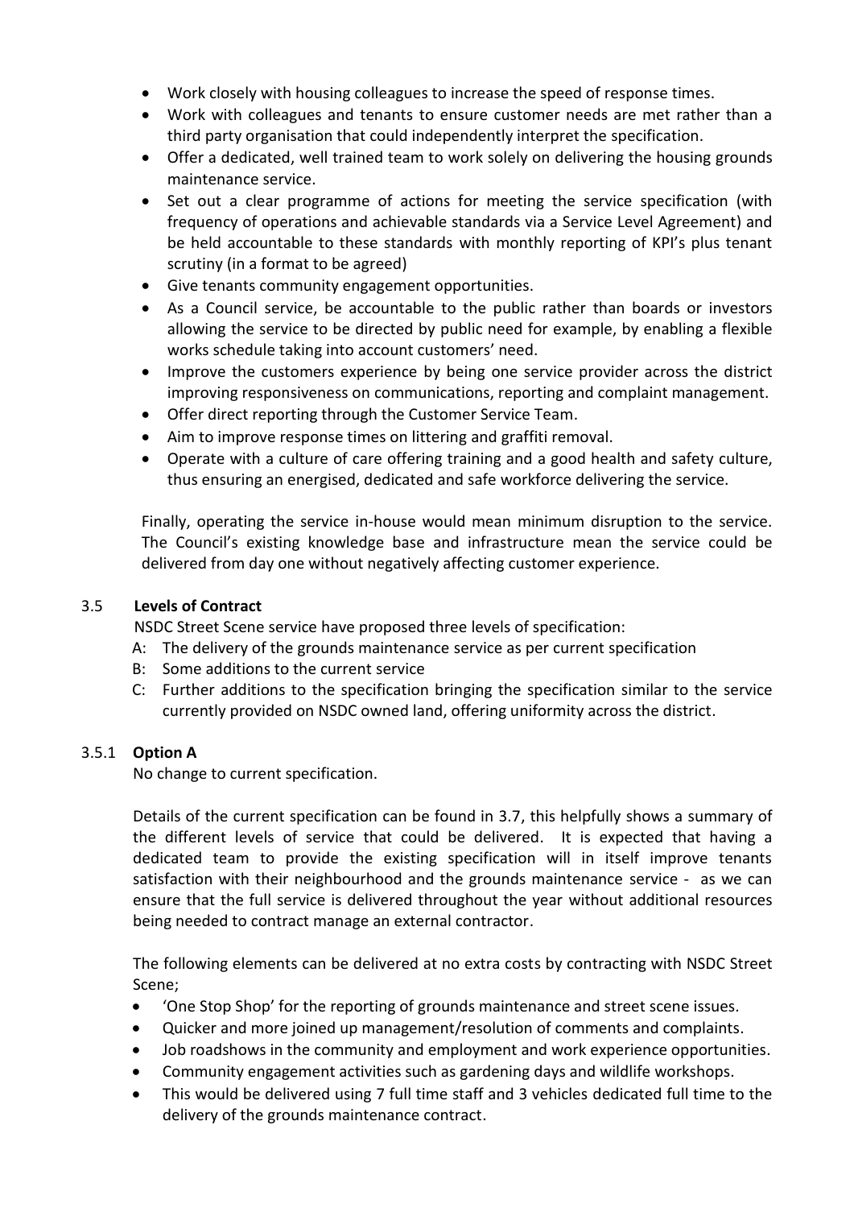- Work closely with housing colleagues to increase the speed of response times.
- Work with colleagues and tenants to ensure customer needs are met rather than a third party organisation that could independently interpret the specification.
- Offer a dedicated, well trained team to work solely on delivering the housing grounds maintenance service.
- Set out a clear programme of actions for meeting the service specification (with frequency of operations and achievable standards via a Service Level Agreement) and be held accountable to these standards with monthly reporting of KPI's plus tenant scrutiny (in a format to be agreed)
- Give tenants community engagement opportunities.
- As a Council service, be accountable to the public rather than boards or investors allowing the service to be directed by public need for example, by enabling a flexible works schedule taking into account customers' need.
- Improve the customers experience by being one service provider across the district improving responsiveness on communications, reporting and complaint management.
- Offer direct reporting through the Customer Service Team.
- Aim to improve response times on littering and graffiti removal.
- Operate with a culture of care offering training and a good health and safety culture, thus ensuring an energised, dedicated and safe workforce delivering the service.

Finally, operating the service in-house would mean minimum disruption to the service. The Council's existing knowledge base and infrastructure mean the service could be delivered from day one without negatively affecting customer experience.

### 3.5 Levels of Contract

NSDC Street Scene service have proposed three levels of specification:

A: The delivery of the grounds maintenance service as per current specification
B: Some additions to the current service
C: Further additions to the specification bringing the specification similar to the service currently provided on NSDC owned land, offering uniformity across the district.

#### 3.5.1 Option A

No change to current specification.

Details of the current specification can be found in 3.7, this helpfully shows a summary of the different levels of service that could be delivered. It is expected that having a dedicated team to provide the existing specification will in itself improve tenants satisfaction with their neighbourhood and the grounds maintenance service - as we can ensure that the full service is delivered throughout the year without additional resources being needed to contract manage an external contractor.

The following elements can be delivered at no extra costs by contracting with NSDC Street Scene;

- 'One Stop Shop' for the reporting of grounds maintenance and street scene issues.
- Quicker and more joined up management/resolution of comments and complaints.
- Job roadshows in the community and employment and work experience opportunities.
- Community engagement activities such as gardening days and wildlife workshops.
- This would be delivered using 7 full time staff and 3 vehicles dedicated full time to the delivery of the grounds maintenance contract.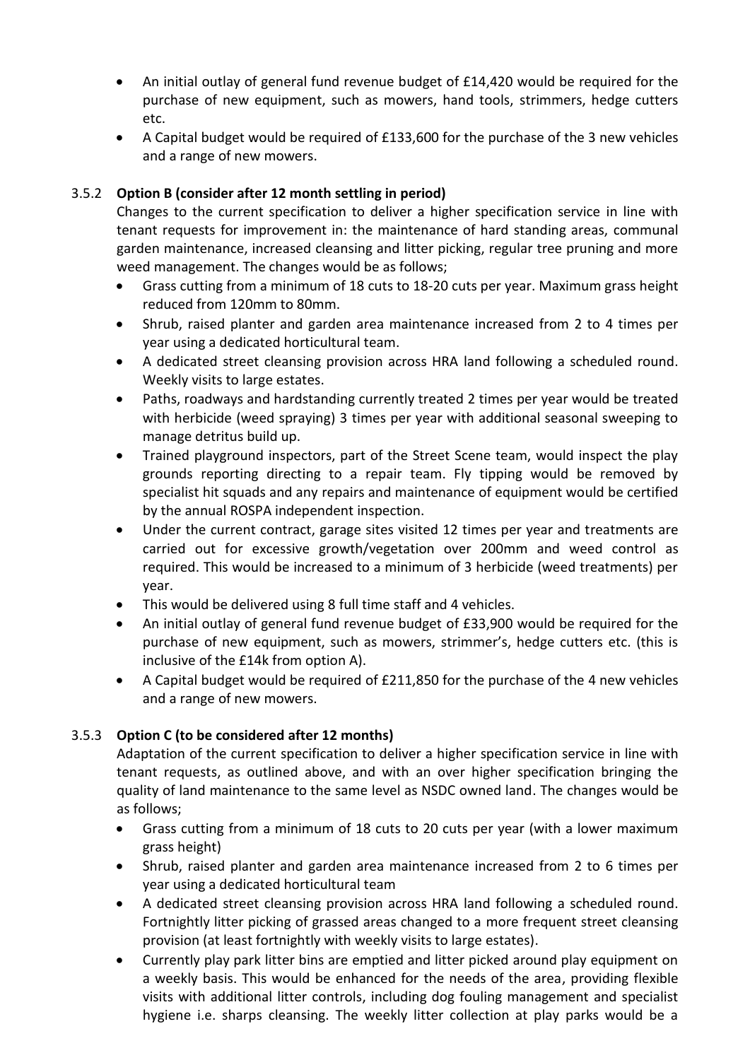- An initial outlay of general fund revenue budget of £14,420 would be required for the purchase of new equipment, such as mowers, hand tools, strimmers, hedge cutters etc.
- A Capital budget would be required of £133,600 for the purchase of the 3 new vehicles and a range of new mowers.

3.5.2 **Option B (consider after 12 month settling in period)**

Changes to the current specification to deliver a higher specification service in line with tenant requests for improvement in: the maintenance of hard standing areas, communal garden maintenance, increased cleansing and litter picking, regular tree pruning and more weed management. The changes would be as follows;

- Grass cutting from a minimum of 18 cuts to 18-20 cuts per year. Maximum grass height reduced from 120mm to 80mm.
- Shrub, raised planter and garden area maintenance increased from 2 to 4 times per year using a dedicated horticultural team.
- A dedicated street cleansing provision across HRA land following a scheduled round. Weekly visits to large estates.
- Paths, roadways and hardstanding currently treated 2 times per year would be treated with herbicide (weed spraying) 3 times per year with additional seasonal sweeping to manage detritus build up.
- Trained playground inspectors, part of the Street Scene team, would inspect the play grounds reporting directing to a repair team. Fly tipping would be removed by specialist hit squads and any repairs and maintenance of equipment would be certified by the annual ROSPA independent inspection.
- Under the current contract, garage sites visited 12 times per year and treatments are carried out for excessive growth/vegetation over 200mm and weed control as required. This would be increased to a minimum of 3 herbicide (weed treatments) per year.
- This would be delivered using 8 full time staff and 4 vehicles.
- An initial outlay of general fund revenue budget of £33,900 would be required for the purchase of new equipment, such as mowers, strimmer's, hedge cutters etc. (this is inclusive of the £14k from option A).
- A Capital budget would be required of £211,850 for the purchase of the 4 new vehicles and a range of new mowers.

3.5.3 **Option C (to be considered after 12 months)**

Adaptation of the current specification to deliver a higher specification service in line with tenant requests, as outlined above, and with an over higher specification bringing the quality of land maintenance to the same level as NSDC owned land. The changes would be as follows;

- Grass cutting from a minimum of 18 cuts to 20 cuts per year (with a lower maximum grass height)
- Shrub, raised planter and garden area maintenance increased from 2 to 6 times per year using a dedicated horticultural team
- A dedicated street cleansing provision across HRA land following a scheduled round. Fortnightly litter picking of grassed areas changed to a more frequent street cleansing provision (at least fortnightly with weekly visits to large estates).
- Currently play park litter bins are emptied and litter picked around play equipment on a weekly basis. This would be enhanced for the needs of the area, providing flexible visits with additional litter controls, including dog fouling management and specialist hygiene i.e. sharps cleansing. The weekly litter collection at play parks would be a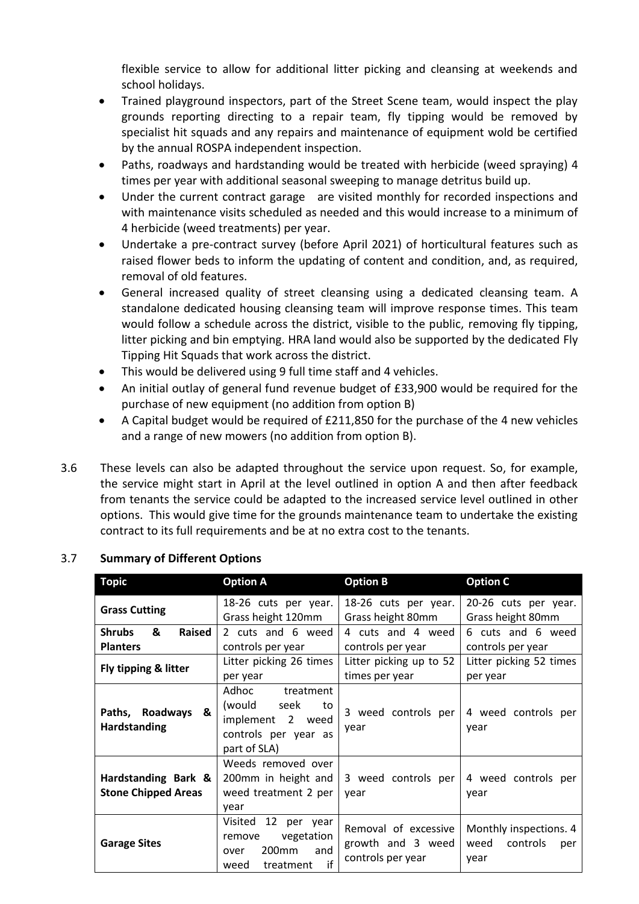flexible service to allow for additional litter picking and cleansing at weekends and school holidays.

- Trained playground inspectors, part of the Street Scene team, would inspect the play grounds reporting directing to a repair team, fly tipping would be removed by specialist hit squads and any repairs and maintenance of equipment wold be certified by the annual ROSPA independent inspection.
- Paths, roadways and hardstanding would be treated with herbicide (weed spraying) 4 times per year with additional seasonal sweeping to manage detritus build up.
- Under the current contract garage are visited monthly for recorded inspections and with maintenance visits scheduled as needed and this would increase to a minimum of 4 herbicide (weed treatments) per year.
- Undertake a pre-contract survey (before April 2021) of horticultural features such as raised flower beds to inform the updating of content and condition, and, as required, removal of old features.
- General increased quality of street cleansing using a dedicated cleansing team. A standalone dedicated housing cleansing team will improve response times. This team would follow a schedule across the district, visible to the public, removing fly tipping, litter picking and bin emptying. HRA land would also be supported by the dedicated Fly Tipping Hit Squads that work across the district.
- This would be delivered using 9 full time staff and 4 vehicles.
- An initial outlay of general fund revenue budget of £33,900 would be required for the purchase of new equipment (no addition from option B)
- A Capital budget would be required of £211,850 for the purchase of the 4 new vehicles and a range of new mowers (no addition from option B).

3.6 These levels can also be adapted throughout the service upon request. So, for example, the service might start in April at the level outlined in option A and then after feedback from tenants the service could be adapted to the increased service level outlined in other options. This would give time for the grounds maintenance team to undertake the existing contract to its full requirements and be at no extra cost to the tenants.

3.7 **Summary of Different Options**

| Topic | Option A | Option B | Option C |
|---|---|---|---|
| **Grass Cutting** | 18-26 cuts per year. Grass height 120mm | 18-26 cuts per year. Grass height 80mm | 20-26 cuts per year. Grass height 80mm |
| **Shrubs & Raised Planters** | 2 cuts and 6 weed controls per year | 4 cuts and 4 weed controls per year | 6 cuts and 6 weed controls per year |
| **Fly tipping & litter** | Litter picking 26 times per year | Litter picking up to 52 times per year | Litter picking 52 times per year |
| **Paths, Roadways & Hardstanding** | Adhoc treatment (would seek to implement 2 weed controls per year as part of SLA) | 3 weed controls per year | 4 weed controls per year |
| **Hardstanding Bark & Stone Chipped Areas** | Weeds removed over 200mm in height and weed treatment 2 per year | 3 weed controls per year | 4 weed controls per year |
| **Garage Sites** | Visited 12 per year remove vegetation over 200mm and weed treatment if | Removal of excessive growth and 3 weed controls per year | Monthly inspections. 4 weed controls per year |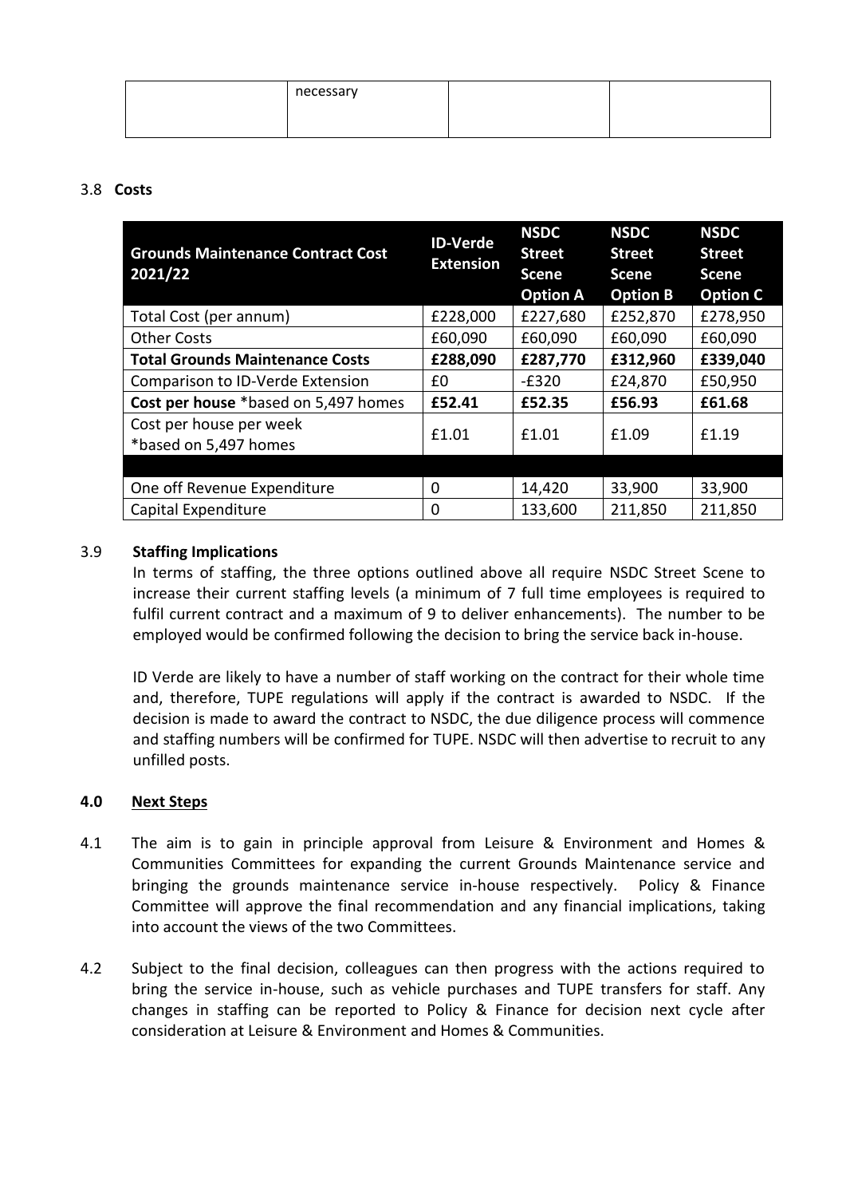| | necessary | | |
|---|---|---|---|

3.8 **Costs**

| Grounds Maintenance Contract Cost 2021/22 | ID-Verde Extension | NSDC Street Scene Option A | NSDC Street Scene Option B | NSDC Street Scene Option C |
|---|---|---|---|---|
| Total Cost (per annum) | £228,000 | £227,680 | £252,870 | £278,950 |
| Other Costs | £60,090 | £60,090 | £60,090 | £60,090 |
| **Total Grounds Maintenance Costs** | **£288,090** | **£287,770** | **£312,960** | **£339,040** |
| Comparison to ID-Verde Extension | £0 | -£320 | £24,870 | £50,950 |
| **Cost per house** *based on 5,497 homes | **£52.41** | **£52.35** | **£56.93** | **£61.68** |
| Cost per house per week *based on 5,497 homes | £1.01 | £1.01 | £1.09 | £1.19 |
| | | | | |
| One off Revenue Expenditure | 0 | 14,420 | 33,900 | 33,900 |
| Capital Expenditure | 0 | 133,600 | 211,850 | 211,850 |

3.9 **Staffing Implications**

In terms of staffing, the three options outlined above all require NSDC Street Scene to increase their current staffing levels (a minimum of 7 full time employees is required to fulfil current contract and a maximum of 9 to deliver enhancements). The number to be employed would be confirmed following the decision to bring the service back in-house.

ID Verde are likely to have a number of staff working on the contract for their whole time and, therefore, TUPE regulations will apply if the contract is awarded to NSDC. If the decision is made to award the contract to NSDC, the due diligence process will commence and staffing numbers will be confirmed for TUPE. NSDC will then advertise to recruit to any unfilled posts.

## 4.0 Next Steps

4.1 The aim is to gain in principle approval from Leisure & Environment and Homes & Communities Committees for expanding the current Grounds Maintenance service and bringing the grounds maintenance service in-house respectively. Policy & Finance Committee will approve the final recommendation and any financial implications, taking into account the views of the two Committees.

4.2 Subject to the final decision, colleagues can then progress with the actions required to bring the service in-house, such as vehicle purchases and TUPE transfers for staff. Any changes in staffing can be reported to Policy & Finance for decision next cycle after consideration at Leisure & Environment and Homes & Communities.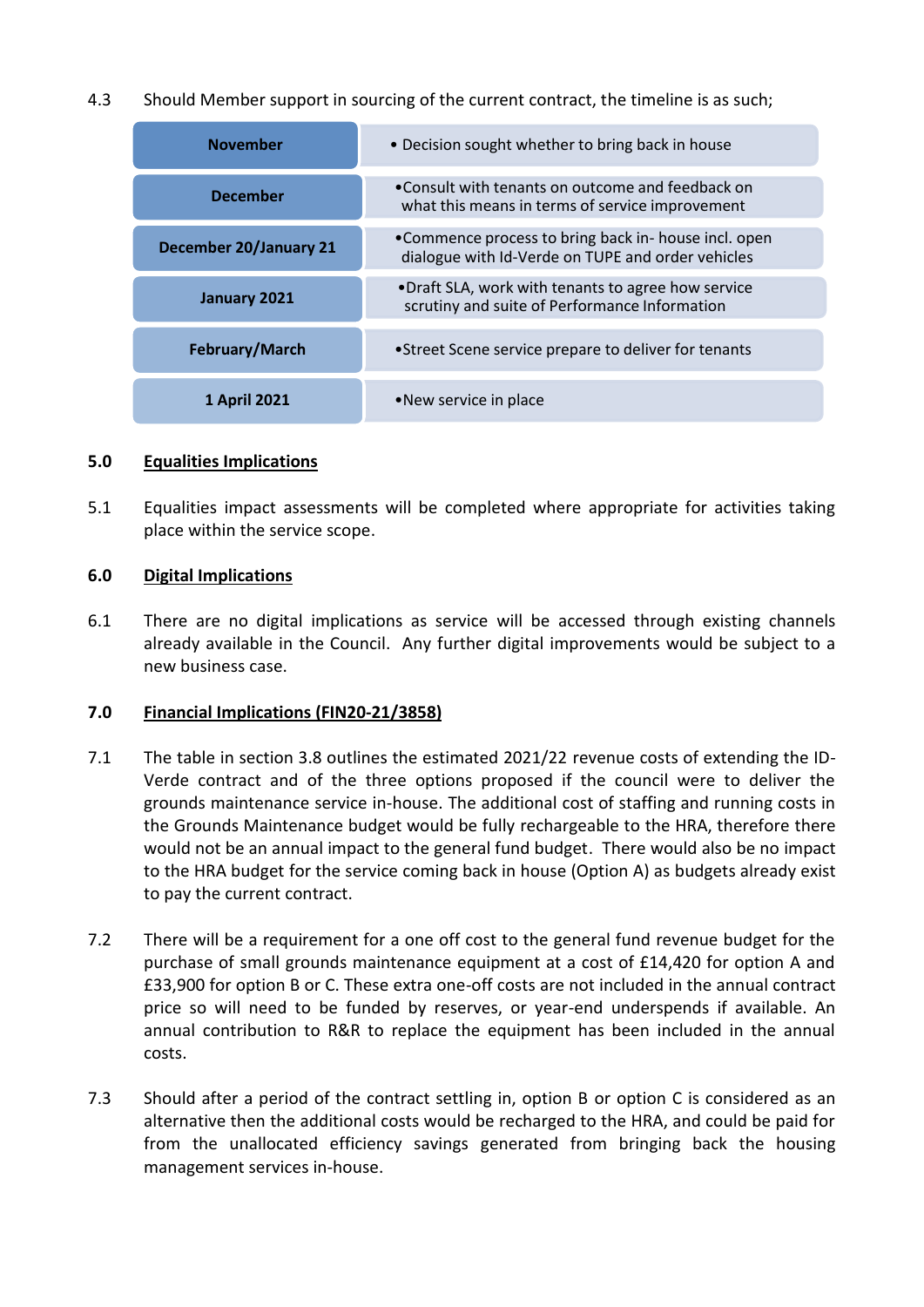4.3 Should Member support in sourcing of the current contract, the timeline is as such;

| | |
|---|---|
| **November** | • Decision sought whether to bring back in house |
| **December** | •Consult with tenants on outcome and feedback on what this means in terms of service improvement |
| **December 20/January 21** | •Commence process to bring back in- house incl. open dialogue with Id-Verde on TUPE and order vehicles |
| **January 2021** | •Draft SLA, work with tenants to agree how service scrutiny and suite of Performance Information |
| **February/March** | •Street Scene service prepare to deliver for tenants |
| **1 April 2021** | •New service in place |

## 5.0 Equalities Implications

5.1 Equalities impact assessments will be completed where appropriate for activities taking place within the service scope.

## 6.0 Digital Implications

6.1 There are no digital implications as service will be accessed through existing channels already available in the Council. Any further digital improvements would be subject to a new business case.

## 7.0 Financial Implications (FIN20-21/3858)

7.1 The table in section 3.8 outlines the estimated 2021/22 revenue costs of extending the ID-Verde contract and of the three options proposed if the council were to deliver the grounds maintenance service in-house. The additional cost of staffing and running costs in the Grounds Maintenance budget would be fully rechargeable to the HRA, therefore there would not be an annual impact to the general fund budget. There would also be no impact to the HRA budget for the service coming back in house (Option A) as budgets already exist to pay the current contract.

7.2 There will be a requirement for a one off cost to the general fund revenue budget for the purchase of small grounds maintenance equipment at a cost of £14,420 for option A and £33,900 for option B or C. These extra one-off costs are not included in the annual contract price so will need to be funded by reserves, or year-end underspends if available. An annual contribution to R&R to replace the equipment has been included in the annual costs.

7.3 Should after a period of the contract settling in, option B or option C is considered as an alternative then the additional costs would be recharged to the HRA, and could be paid for from the unallocated efficiency savings generated from bringing back the housing management services in-house.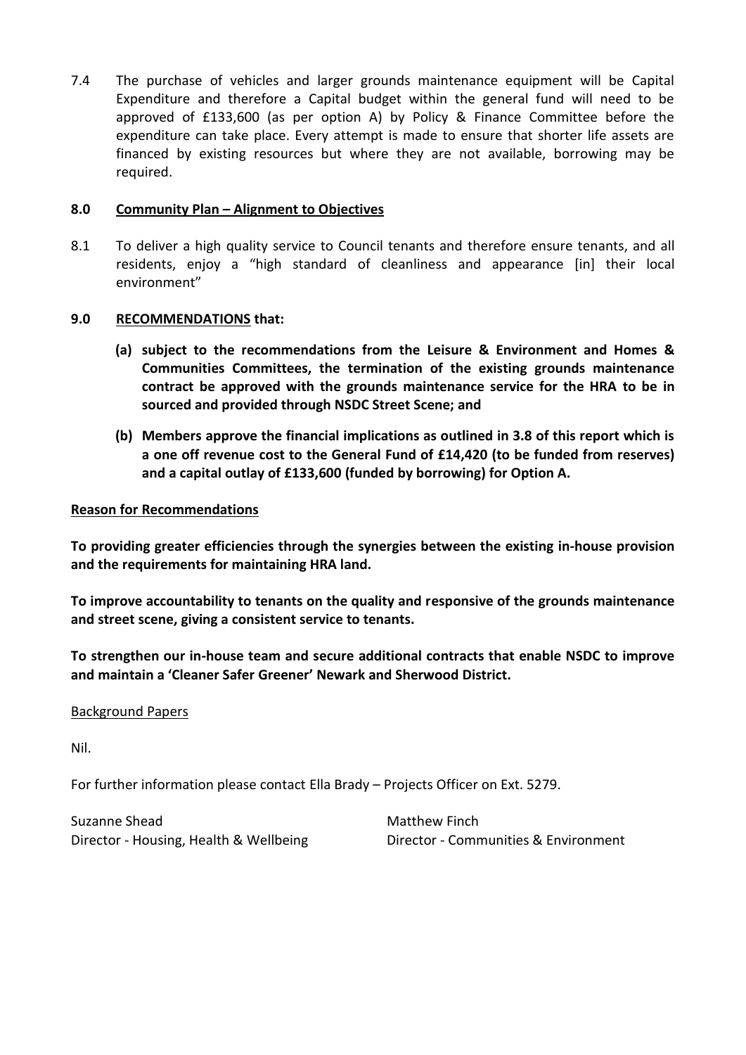7.4 The purchase of vehicles and larger grounds maintenance equipment will be Capital Expenditure and therefore a Capital budget within the general fund will need to be approved of £133,600 (as per option A) by Policy & Finance Committee before the expenditure can take place. Every attempt is made to ensure that shorter life assets are financed by existing resources but where they are not available, borrowing may be required.

## 8.0 Community Plan – Alignment to Objectives

8.1 To deliver a high quality service to Council tenants and therefore ensure tenants, and all residents, enjoy a "high standard of cleanliness and appearance [in] their local environment"

## 9.0 RECOMMENDATIONS that:

**(a) subject to the recommendations from the Leisure & Environment and Homes & Communities Committees, the termination of the existing grounds maintenance contract be approved with the grounds maintenance service for the HRA to be in sourced and provided through NSDC Street Scene; and**

**(b) Members approve the financial implications as outlined in 3.8 of this report which is a one off revenue cost to the General Fund of £14,420 (to be funded from reserves) and a capital outlay of £133,600 (funded by borrowing) for Option A.**

### Reason for Recommendations

**To providing greater efficiencies through the synergies between the existing in-house provision and the requirements for maintaining HRA land.**

**To improve accountability to tenants on the quality and responsive of the grounds maintenance and street scene, giving a consistent service to tenants.**

**To strengthen our in-house team and secure additional contracts that enable NSDC to improve and maintain a 'Cleaner Safer Greener' Newark and Sherwood District.**

Background Papers

Nil.

For further information please contact Ella Brady – Projects Officer on Ext. 5279.

Suzanne Shead
Director - Housing, Health & Wellbeing

Matthew Finch
Director - Communities & Environment